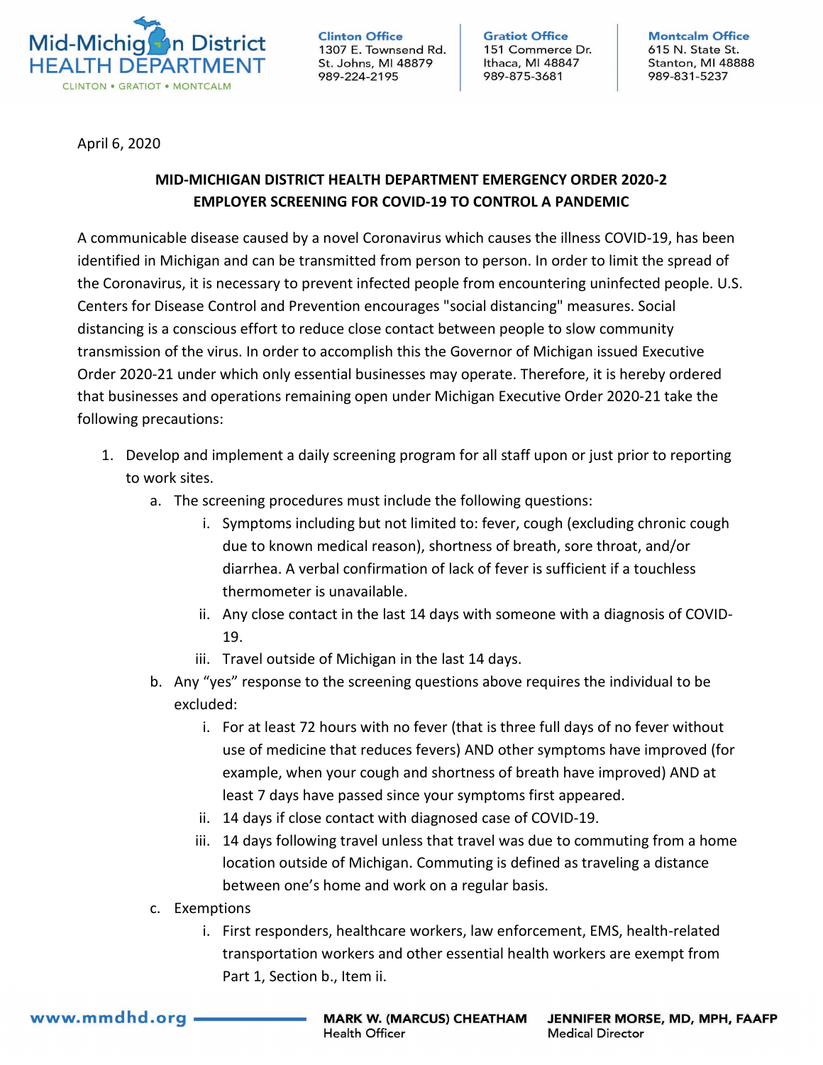Mid-Michigan District HEALTH DEPARTMENT
CLINTON • GRATIOT • MONTCALM

**Clinton Office**
1307 E. Townsend Rd.
St. Johns, MI 48879
989-224-2195

**Gratiot Office**
151 Commerce Dr.
Ithaca, MI 48847
989-875-3681

**Montcalm Office**
615 N. State St.
Stanton, MI 48888
989-831-5237

April 6, 2020

**MID-MICHIGAN DISTRICT HEALTH DEPARTMENT EMERGENCY ORDER 2020-2**
**EMPLOYER SCREENING FOR COVID-19 TO CONTROL A PANDEMIC**

A communicable disease caused by a novel Coronavirus which causes the illness COVID-19, has been identified in Michigan and can be transmitted from person to person. In order to limit the spread of the Coronavirus, it is necessary to prevent infected people from encountering uninfected people. U.S. Centers for Disease Control and Prevention encourages "social distancing" measures. Social distancing is a conscious effort to reduce close contact between people to slow community transmission of the virus. In order to accomplish this the Governor of Michigan issued Executive Order 2020-21 under which only essential businesses may operate. Therefore, it is hereby ordered that businesses and operations remaining open under Michigan Executive Order 2020-21 take the following precautions:

1. Develop and implement a daily screening program for all staff upon or just prior to reporting to work sites.
   a. The screening procedures must include the following questions:
      i. Symptoms including but not limited to: fever, cough (excluding chronic cough due to known medical reason), shortness of breath, sore throat, and/or diarrhea. A verbal confirmation of lack of fever is sufficient if a touchless thermometer is unavailable.
      ii. Any close contact in the last 14 days with someone with a diagnosis of COVID-19.
      iii. Travel outside of Michigan in the last 14 days.
   b. Any "yes" response to the screening questions above requires the individual to be excluded:
      i. For at least 72 hours with no fever (that is three full days of no fever without use of medicine that reduces fevers) AND other symptoms have improved (for example, when your cough and shortness of breath have improved) AND at least 7 days have passed since your symptoms first appeared.
      ii. 14 days if close contact with diagnosed case of COVID-19.
      iii. 14 days following travel unless that travel was due to commuting from a home location outside of Michigan. Commuting is defined as traveling a distance between one's home and work on a regular basis.
   c. Exemptions
      i. First responders, healthcare workers, law enforcement, EMS, health-related transportation workers and other essential health workers are exempt from Part 1, Section b., Item ii.

www.mmdhd.org

**MARK W. (MARCUS) CHEATHAM**
Health Officer

**JENNIFER MORSE, MD, MPH, FAAFP**
Medical Director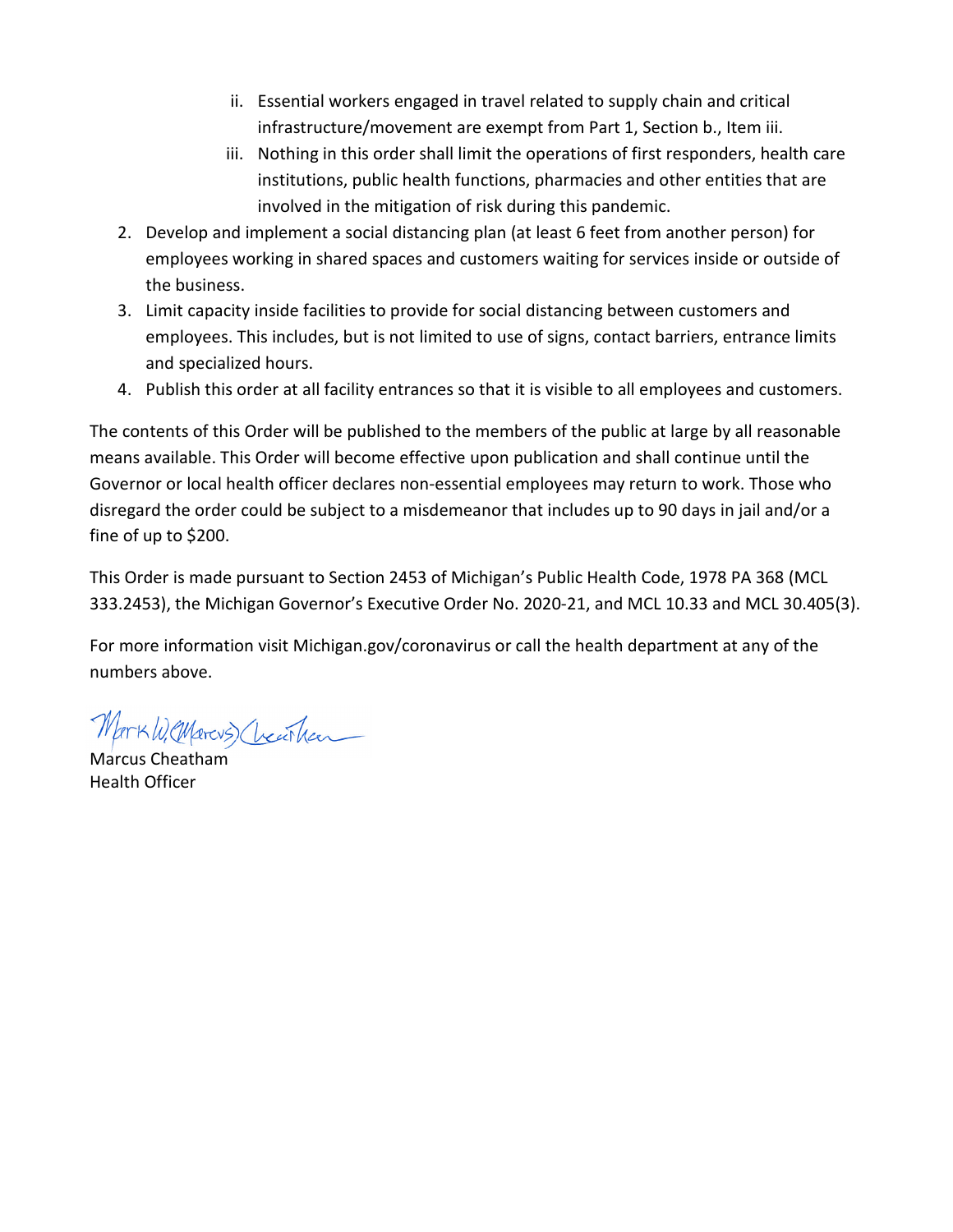ii. Essential workers engaged in travel related to supply chain and critical infrastructure/movement are exempt from Part 1, Section b., Item iii.
    iii. Nothing in this order shall limit the operations of first responders, health care institutions, public health functions, pharmacies and other entities that are involved in the mitigation of risk during this pandemic.
2. Develop and implement a social distancing plan (at least 6 feet from another person) for employees working in shared spaces and customers waiting for services inside or outside of the business.
3. Limit capacity inside facilities to provide for social distancing between customers and employees. This includes, but is not limited to use of signs, contact barriers, entrance limits and specialized hours.
4. Publish this order at all facility entrances so that it is visible to all employees and customers.

The contents of this Order will be published to the members of the public at large by all reasonable means available. This Order will become effective upon publication and shall continue until the Governor or local health officer declares non-essential employees may return to work. Those who disregard the order could be subject to a misdemeanor that includes up to 90 days in jail and/or a fine of up to $200.

This Order is made pursuant to Section 2453 of Michigan's Public Health Code, 1978 PA 368 (MCL 333.2453), the Michigan Governor's Executive Order No. 2020-21, and MCL 10.33 and MCL 30.405(3).

For more information visit Michigan.gov/coronavirus or call the health department at any of the numbers above.

Mark W. (Marcus) Cheatham

Marcus Cheatham
Health Officer